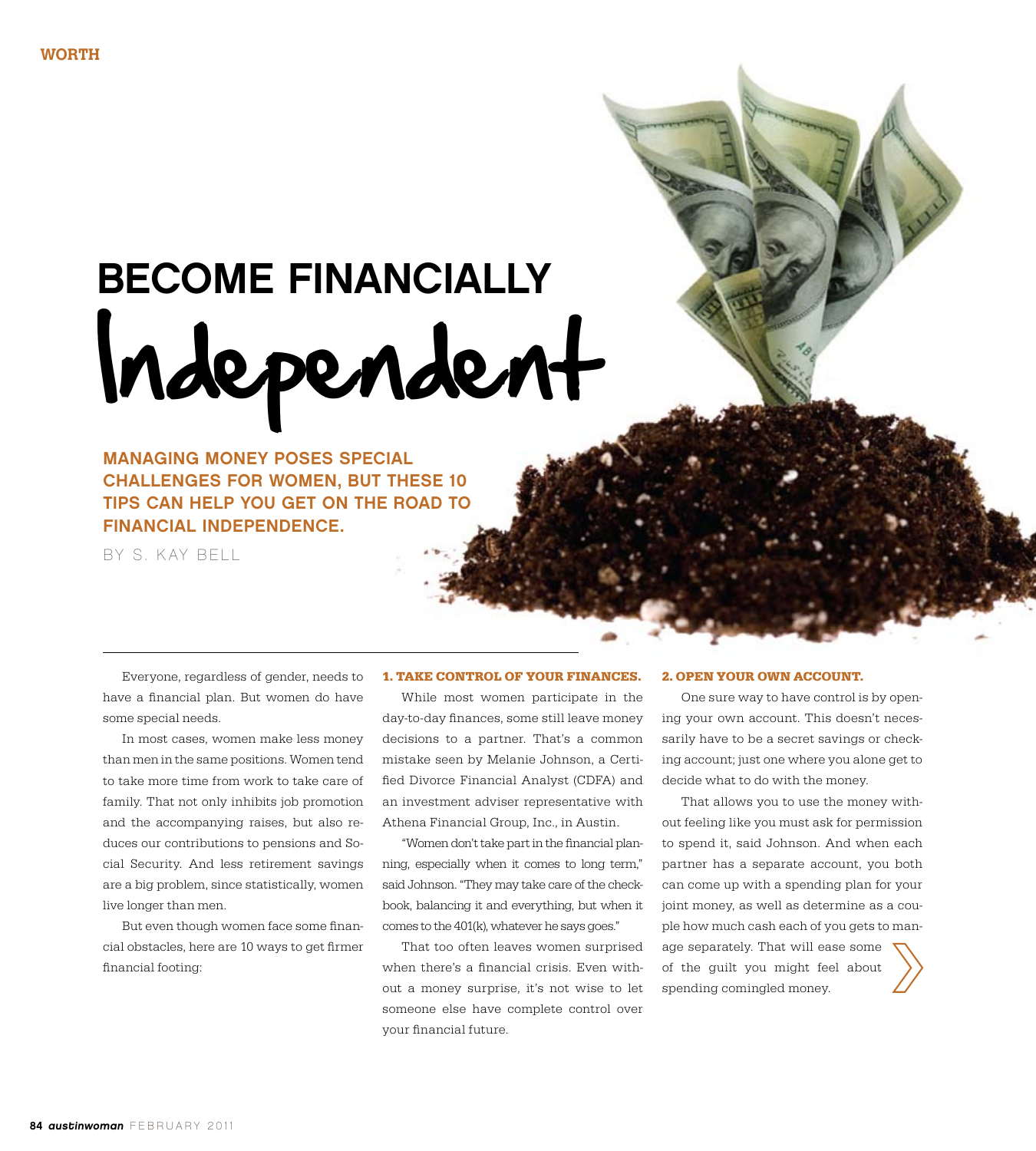# BECOME FINANCIALLY Independent

**MANAGING MONEY POSES SPECIAL CHALLENGES FOR WOMEN, BUT THESE 10 TIPS CAN HELP YOU GET ON THE ROAD TO FINANCIAL INDEPENDENCE.**

BY S. KAY BELL

Everyone, regardless of gender, needs to have a financial plan. But women do have some special needs.

In most cases, women make less money than men in the same positions. Women tend to take more time from work to take care of family. That not only inhibits job promotion and the accompanying raises, but also reduces our contributions to pensions and Social Security. And less retirement savings are a big problem, since statistically, women live longer than men.

But even though women face some financial obstacles, here are 10 ways to get firmer financial footing:

### 1. TAKE CONTROL OF YOUR FINANCES.

While most women participate in the day-to-day finances, some still leave money decisions to a partner. That's a common mistake seen by Melanie Johnson, a Certified Divorce Financial Analyst (CDFA) and an investment adviser representative with Athena Financial Group, Inc., in Austin.

"Women don't take part in the financial planning, especially when it comes to long term," said Johnson. "They may take care of the checkbook, balancing it and everything, but when it comes to the 401(k), whatever he says goes."

That too often leaves women surprised when there's a financial crisis. Even without a money surprise, it's not wise to let someone else have complete control over your financial future.

### 2. OPEN YOUR OWN ACCOUNT.

One sure way to have control is by opening your own account. This doesn't necessarily have to be a secret savings or checking account; just one where you alone get to decide what to do with the money.

That allows you to use the money without feeling like you must ask for permission to spend it, said Johnson. And when each partner has a separate account, you both can come up with a spending plan for your joint money, as well as determine as a couple how much cash each of you gets to manage separately. That will ease some of the guilt you might feel about spending comingled money.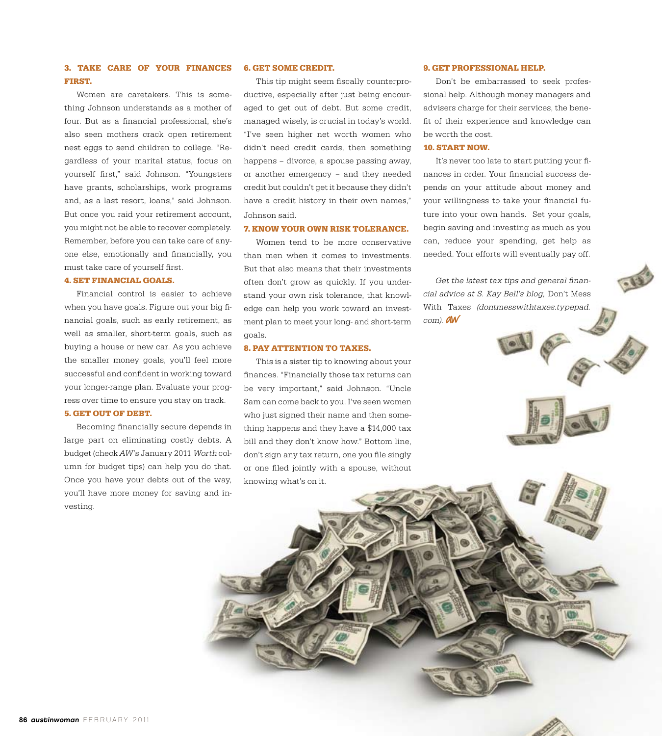### 3. TAKE CARE OF YOUR FINANCES FIRST.

Women are caretakers. This is something Johnson understands as a mother of four. But as a financial professional, she's also seen mothers crack open retirement nest eggs to send children to college. "Regardless of your marital status, focus on yourself first," said Johnson. "Youngsters have grants, scholarships, work programs and, as a last resort, loans," said Johnson. But once you raid your retirement account, you might not be able to recover completely. Remember, before you can take care of anyone else, emotionally and financially, you must take care of yourself first.

### 4. SET FINANCIAL GOALS.

Financial control is easier to achieve when you have goals. Figure out your big financial goals, such as early retirement, as well as smaller, short-term goals, such as buying a house or new car. As you achieve the smaller money goals, you'll feel more successful and confident in working toward your longer-range plan. Evaluate your progress over time to ensure you stay on track.

### 5. GET OUT OF DEBT.

Becoming financially secure depends in large part on eliminating costly debts. A budget (check *AW*'s January 2011 *Worth* column for budget tips) can help you do that. Once you have your debts out of the way, you'll have more money for saving and investing.

### 6. GET SOME CREDIT.

This tip might seem fiscally counterproductive, especially after just being encouraged to get out of debt. But some credit, managed wisely, is crucial in today's world. "I've seen higher net worth women who didn't need credit cards, then something happens – divorce, a spouse passing away, or another emergency – and they needed credit but couldn't get it because they didn't have a credit history in their own names," Johnson said.

### 7. KNOW YOUR OWN RISK TOLERANCE.

Women tend to be more conservative than men when it comes to investments. But that also means that their investments often don't grow as quickly. If you understand your own risk tolerance, that knowledge can help you work toward an investment plan to meet your long- and short-term goals.

### 8. PAY ATTENTION TO TAXES.

This is a sister tip to knowing about your finances. "Financially those tax returns can be very important," said Johnson. "Uncle Sam can come back to you. I've seen women who just signed their name and then something happens and they have a $14,000 tax bill and they don't know how." Bottom line, don't sign any tax return, one you file singly or one filed jointly with a spouse, without knowing what's on it.

### 9. GET PROFESSIONAL HELP.

Don't be embarrassed to seek professional help. Although money managers and advisers charge for their services, the benefit of their experience and knowledge can be worth the cost.

### 10. START NOW.

It's never too late to start putting your finances in order. Your financial success depends on your attitude about money and your willingness to take your financial future into your own hands. Set your goals, begin saving and investing as much as you can, reduce your spending, get help as needed. Your efforts will eventually pay off.

*Get the latest tax tips and general financial advice at S. Kay Bell's blog,* Don't Mess With Taxes *(dontmesswithtaxes.typepad.com).* AW